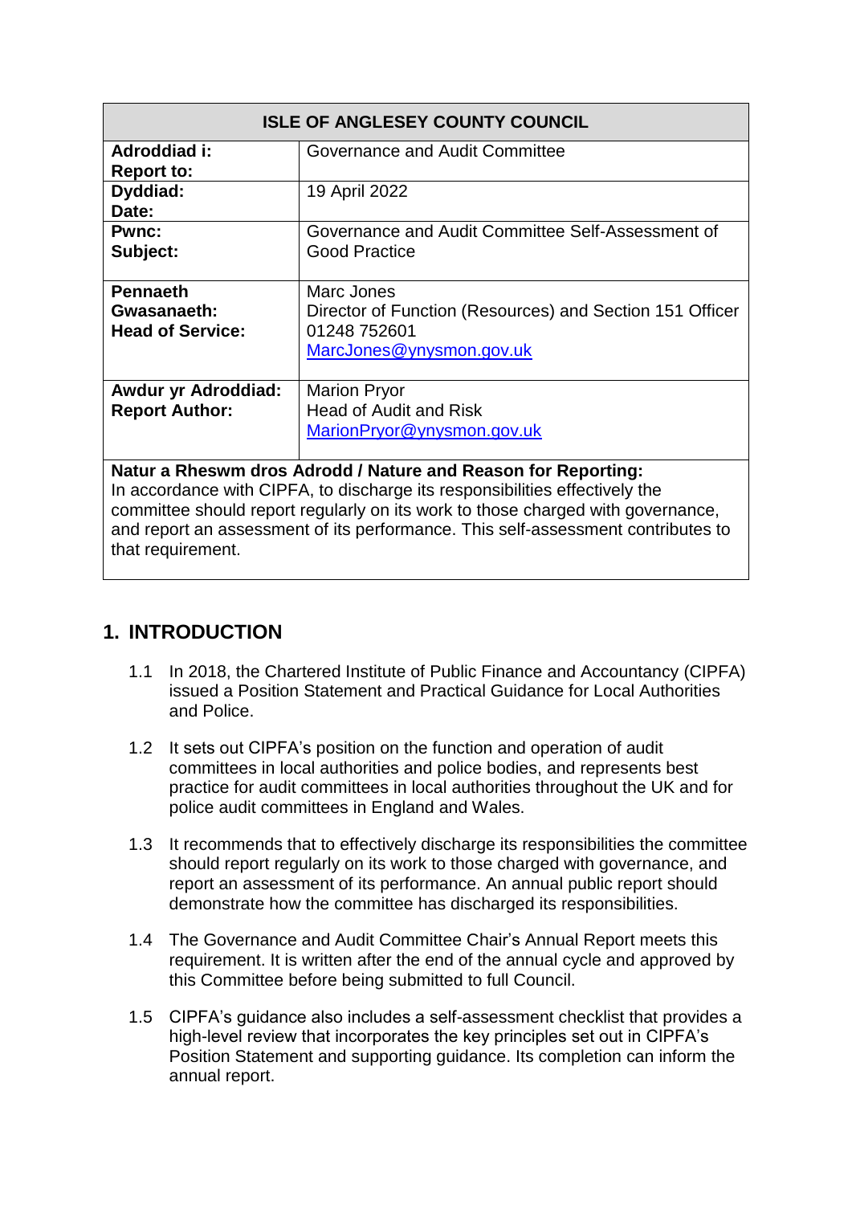| ISLE OF ANGLESEY COUNTY COUNCIL | |
|---|---|
| **Adroddiad i:**<br>**Report to:** | Governance and Audit Committee |
| **Dyddiad:**<br>**Date:** | 19 April 2022 |
| **Pwnc:**<br>**Subject:** | Governance and Audit Committee Self-Assessment of Good Practice |
| **Pennaeth Gwasanaeth:**<br>**Head of Service:** | Marc Jones<br>Director of Function (Resources) and Section 151 Officer<br>01248 752601<br>MarcJones@ynysmon.gov.uk |
| **Awdur yr Adroddiad:**<br>**Report Author:** | Marion Pryor<br>Head of Audit and Risk<br>MarionPryor@ynysmon.gov.uk |
| **Natur a Rheswm dros Adrodd / Nature and Reason for Reporting:**<br>In accordance with CIPFA, to discharge its responsibilities effectively the committee should report regularly on its work to those charged with governance, and report an assessment of its performance. This self-assessment contributes to that requirement. | |

## 1. INTRODUCTION

1.1 In 2018, the Chartered Institute of Public Finance and Accountancy (CIPFA) issued a Position Statement and Practical Guidance for Local Authorities and Police.

1.2 It sets out CIPFA's position on the function and operation of audit committees in local authorities and police bodies, and represents best practice for audit committees in local authorities throughout the UK and for police audit committees in England and Wales.

1.3 It recommends that to effectively discharge its responsibilities the committee should report regularly on its work to those charged with governance, and report an assessment of its performance. An annual public report should demonstrate how the committee has discharged its responsibilities.

1.4 The Governance and Audit Committee Chair's Annual Report meets this requirement. It is written after the end of the annual cycle and approved by this Committee before being submitted to full Council.

1.5 CIPFA's guidance also includes a self-assessment checklist that provides a high-level review that incorporates the key principles set out in CIPFA's Position Statement and supporting guidance. Its completion can inform the annual report.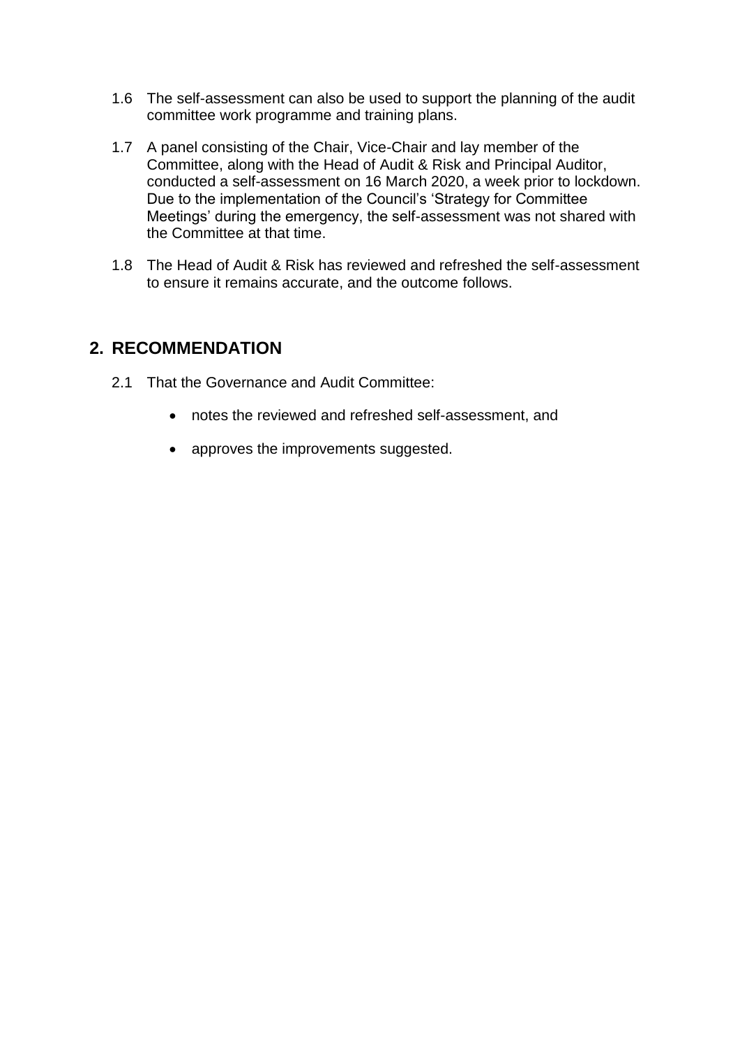1.6 The self-assessment can also be used to support the planning of the audit committee work programme and training plans.

1.7 A panel consisting of the Chair, Vice-Chair and lay member of the Committee, along with the Head of Audit & Risk and Principal Auditor, conducted a self-assessment on 16 March 2020, a week prior to lockdown. Due to the implementation of the Council's 'Strategy for Committee Meetings' during the emergency, the self-assessment was not shared with the Committee at that time.

1.8 The Head of Audit & Risk has reviewed and refreshed the self-assessment to ensure it remains accurate, and the outcome follows.

## 2. RECOMMENDATION

2.1 That the Governance and Audit Committee:

- notes the reviewed and refreshed self-assessment, and
- approves the improvements suggested.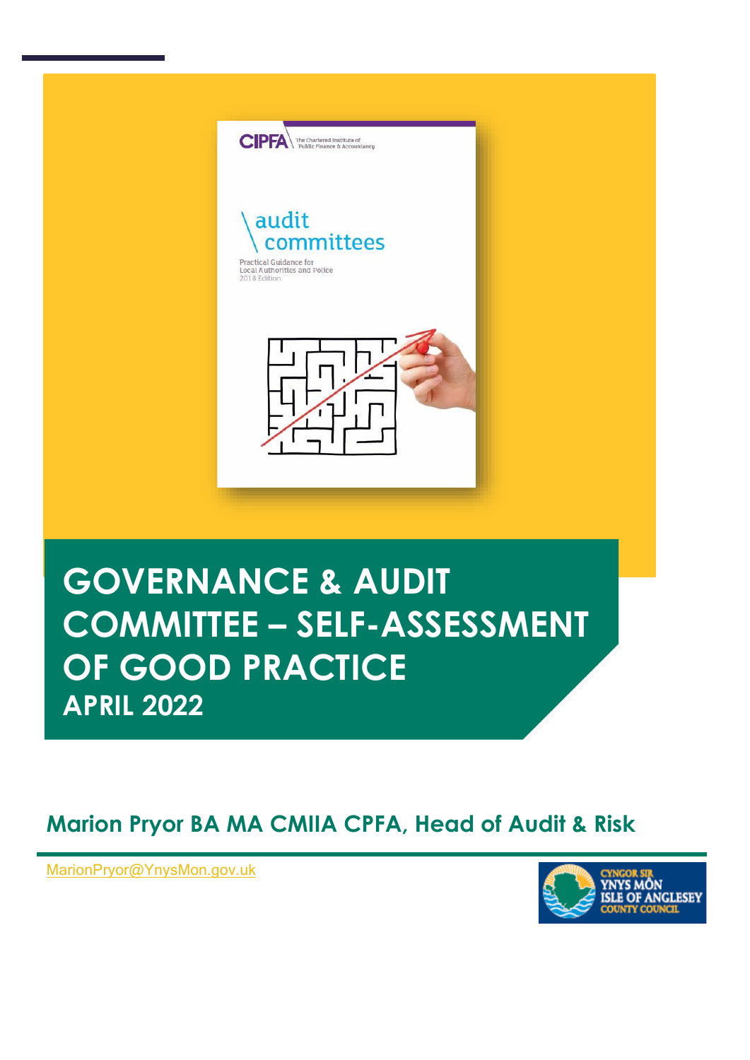# GOVERNANCE & AUDIT COMMITTEE – SELF-ASSESSMENT OF GOOD PRACTICE

## APRIL 2022

**Marion Pryor BA MA CMIIA CPFA, Head of Audit & Risk**

MarionPryor@YnysMon.gov.uk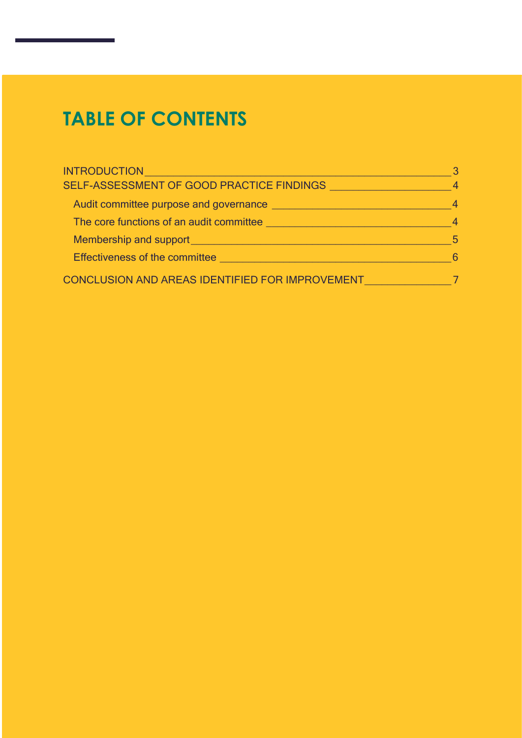# TABLE OF CONTENTS

- INTRODUCTION — 3
- SELF-ASSESSMENT OF GOOD PRACTICE FINDINGS — 4
  - Audit committee purpose and governance — 4
  - The core functions of an audit committee — 4
  - Membership and support — 5
  - Effectiveness of the committee — 6
- CONCLUSION AND AREAS IDENTIFIED FOR IMPROVEMENT — 7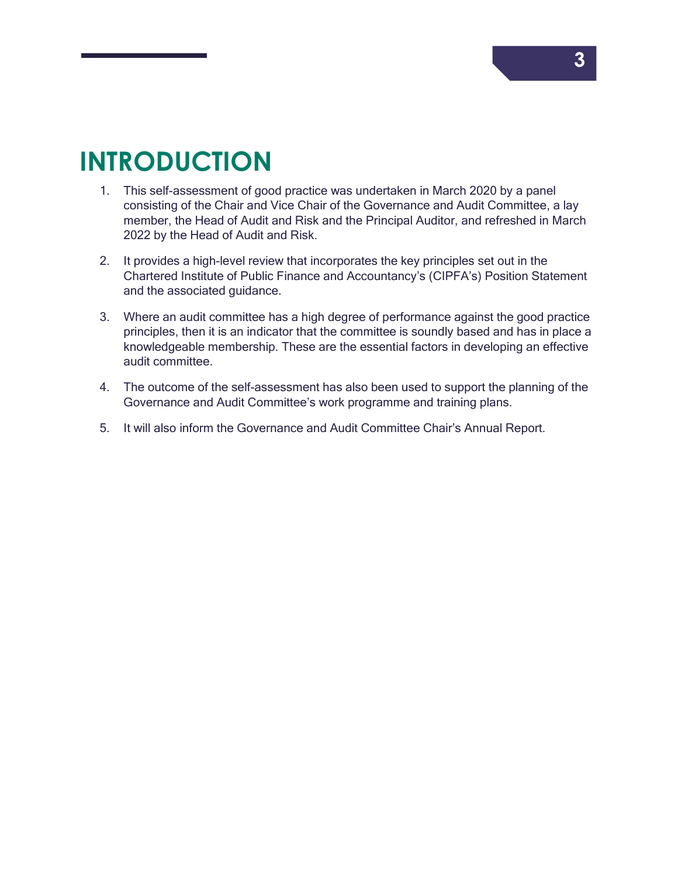# INTRODUCTION

1. This self-assessment of good practice was undertaken in March 2020 by a panel consisting of the Chair and Vice Chair of the Governance and Audit Committee, a lay member, the Head of Audit and Risk and the Principal Auditor, and refreshed in March 2022 by the Head of Audit and Risk.

2. It provides a high-level review that incorporates the key principles set out in the Chartered Institute of Public Finance and Accountancy's (CIPFA's) Position Statement and the associated guidance.

3. Where an audit committee has a high degree of performance against the good practice principles, then it is an indicator that the committee is soundly based and has in place a knowledgeable membership. These are the essential factors in developing an effective audit committee.

4. The outcome of the self-assessment has also been used to support the planning of the Governance and Audit Committee's work programme and training plans.

5. It will also inform the Governance and Audit Committee Chair's Annual Report.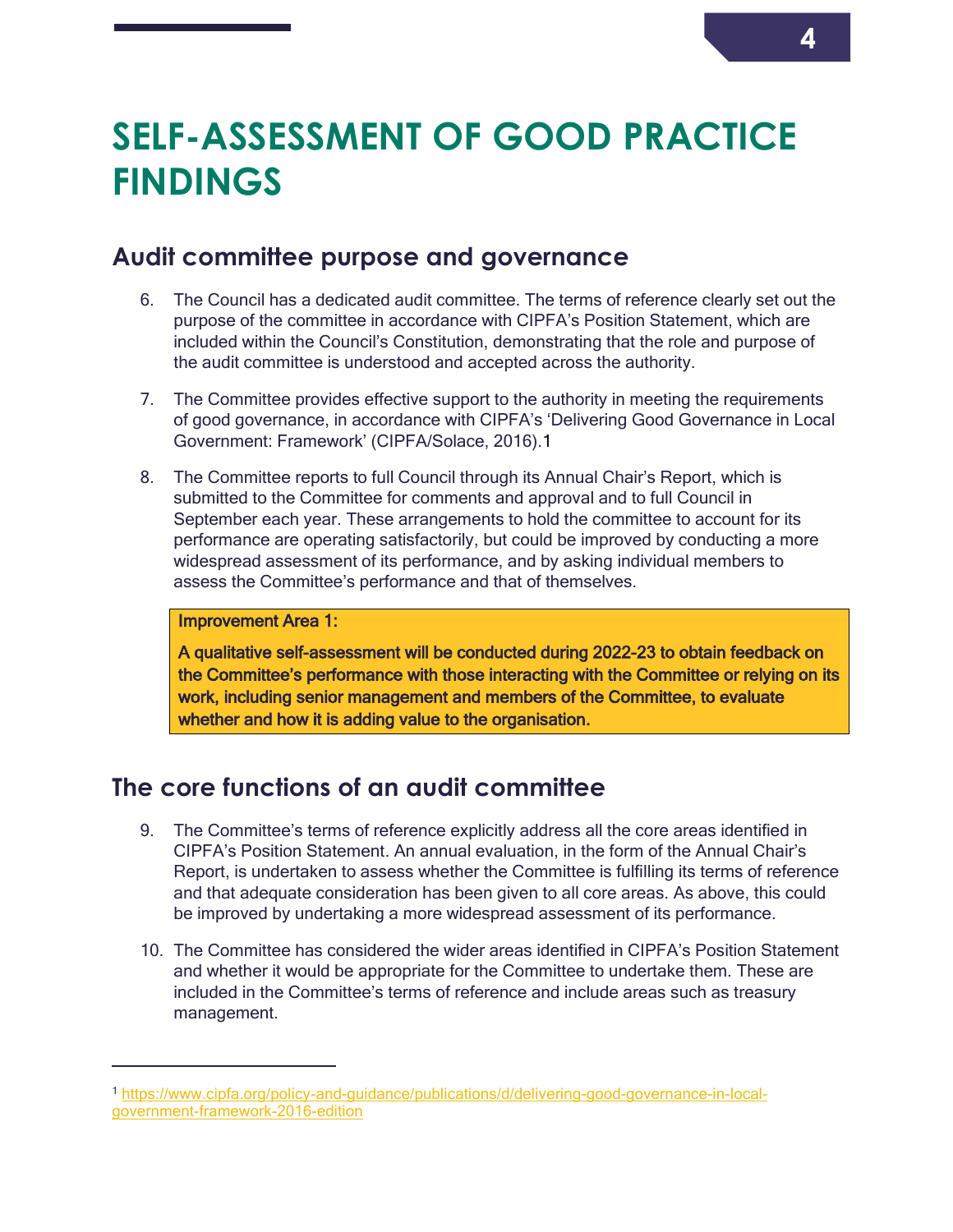# SELF-ASSESSMENT OF GOOD PRACTICE FINDINGS

## Audit committee purpose and governance

6. The Council has a dedicated audit committee. The terms of reference clearly set out the purpose of the committee in accordance with CIPFA's Position Statement, which are included within the Council's Constitution, demonstrating that the role and purpose of the audit committee is understood and accepted across the authority.

7. The Committee provides effective support to the authority in meeting the requirements of good governance, in accordance with CIPFA's 'Delivering Good Governance in Local Government: Framework' (CIPFA/Solace, 2016).[1]

8. The Committee reports to full Council through its Annual Chair's Report, which is submitted to the Committee for comments and approval and to full Council in September each year. These arrangements to hold the committee to account for its performance are operating satisfactorily, but could be improved by conducting a more widespread assessment of its performance, and by asking individual members to assess the Committee's performance and that of themselves.

> **Improvement Area 1:**
>
> **A qualitative self-assessment will be conducted during 2022-23 to obtain feedback on the Committee's performance with those interacting with the Committee or relying on its work, including senior management and members of the Committee, to evaluate whether and how it is adding value to the organisation.**

## The core functions of an audit committee

9. The Committee's terms of reference explicitly address all the core areas identified in CIPFA's Position Statement. An annual evaluation, in the form of the Annual Chair's Report, is undertaken to assess whether the Committee is fulfilling its terms of reference and that adequate consideration has been given to all core areas. As above, this could be improved by undertaking a more widespread assessment of its performance.

10. The Committee has considered the wider areas identified in CIPFA's Position Statement and whether it would be appropriate for the Committee to undertake them. These are included in the Committee's terms of reference and include areas such as treasury management.

---

[1] https://www.cipfa.org/policy-and-guidance/publications/d/delivering-good-governance-in-local-government-framework-2016-edition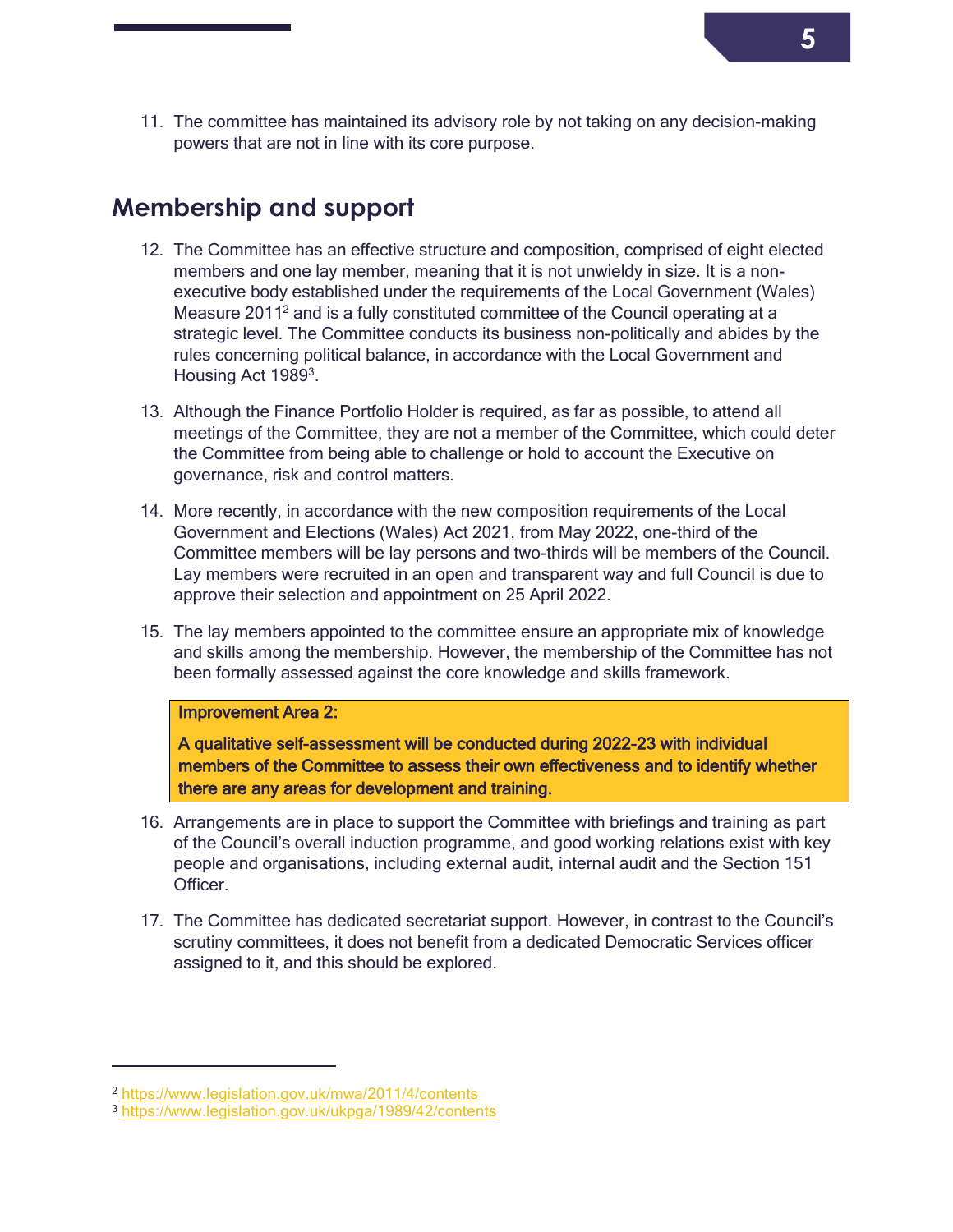11. The committee has maintained its advisory role by not taking on any decision-making powers that are not in line with its core purpose.

## Membership and support

12. The Committee has an effective structure and composition, comprised of eight elected members and one lay member, meaning that it is not unwieldy in size. It is a non-executive body established under the requirements of the Local Government (Wales) Measure 2011[2] and is a fully constituted committee of the Council operating at a strategic level. The Committee conducts its business non-politically and abides by the rules concerning political balance, in accordance with the Local Government and Housing Act 1989[3].

13. Although the Finance Portfolio Holder is required, as far as possible, to attend all meetings of the Committee, they are not a member of the Committee, which could deter the Committee from being able to challenge or hold to account the Executive on governance, risk and control matters.

14. More recently, in accordance with the new composition requirements of the Local Government and Elections (Wales) Act 2021, from May 2022, one-third of the Committee members will be lay persons and two-thirds will be members of the Council. Lay members were recruited in an open and transparent way and full Council is due to approve their selection and appointment on 25 April 2022.

15. The lay members appointed to the committee ensure an appropriate mix of knowledge and skills among the membership. However, the membership of the Committee has not been formally assessed against the core knowledge and skills framework.

> **Improvement Area 2:**
>
> **A qualitative self-assessment will be conducted during 2022-23 with individual members of the Committee to assess their own effectiveness and to identify whether there are any areas for development and training.**

16. Arrangements are in place to support the Committee with briefings and training as part of the Council's overall induction programme, and good working relations exist with key people and organisations, including external audit, internal audit and the Section 151 Officer.

17. The Committee has dedicated secretariat support. However, in contrast to the Council's scrutiny committees, it does not benefit from a dedicated Democratic Services officer assigned to it, and this should be explored.

---

[2] https://www.legislation.gov.uk/mwa/2011/4/contents

[3] https://www.legislation.gov.uk/ukpga/1989/42/contents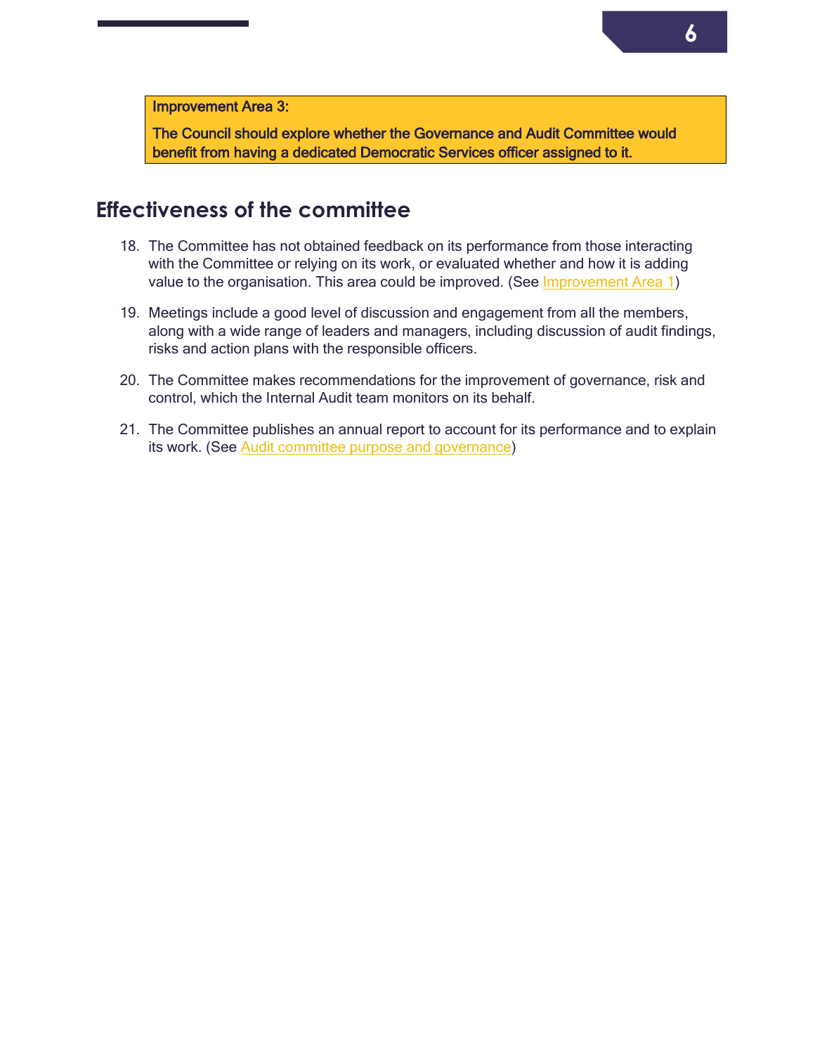**Improvement Area 3:**

**The Council should explore whether the Governance and Audit Committee would benefit from having a dedicated Democratic Services officer assigned to it.**

## Effectiveness of the committee

18. The Committee has not obtained feedback on its performance from those interacting with the Committee or relying on its work, or evaluated whether and how it is adding value to the organisation. This area could be improved. (See Improvement Area 1)

19. Meetings include a good level of discussion and engagement from all the members, along with a wide range of leaders and managers, including discussion of audit findings, risks and action plans with the responsible officers.

20. The Committee makes recommendations for the improvement of governance, risk and control, which the Internal Audit team monitors on its behalf.

21. The Committee publishes an annual report to account for its performance and to explain its work. (See Audit committee purpose and governance)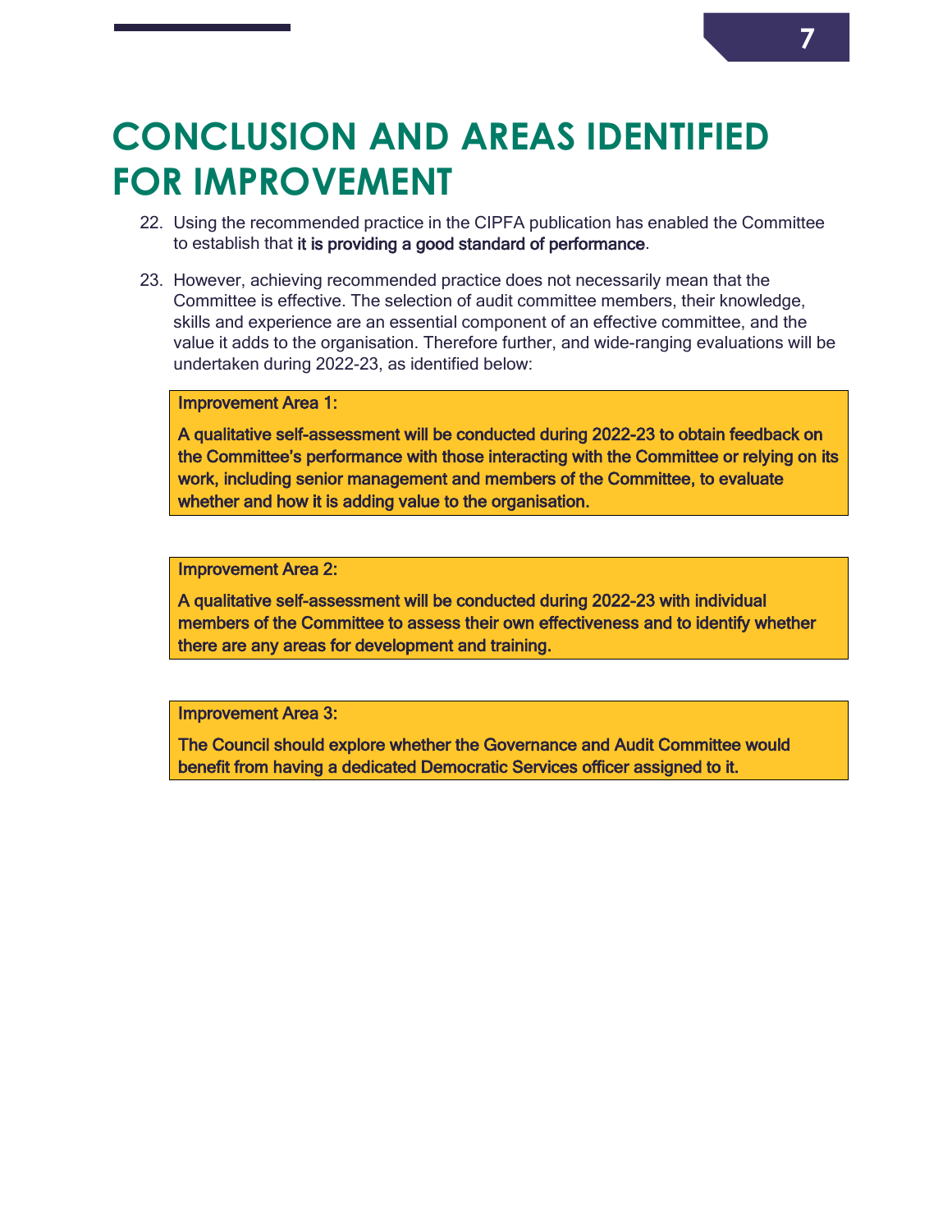# CONCLUSION AND AREAS IDENTIFIED FOR IMPROVEMENT

22. Using the recommended practice in the CIPFA publication has enabled the Committee to establish that **it is providing a good standard of performance**.

23. However, achieving recommended practice does not necessarily mean that the Committee is effective. The selection of audit committee members, their knowledge, skills and experience are an essential component of an effective committee, and the value it adds to the organisation. Therefore further, and wide-ranging evaluations will be undertaken during 2022-23, as identified below:

> Improvement Area 1:
>
> **A qualitative self-assessment will be conducted during 2022-23 to obtain feedback on the Committee's performance with those interacting with the Committee or relying on its work, including senior management and members of the Committee, to evaluate whether and how it is adding value to the organisation.**

> Improvement Area 2:
>
> **A qualitative self-assessment will be conducted during 2022-23 with individual members of the Committee to assess their own effectiveness and to identify whether there are any areas for development and training.**

> Improvement Area 3:
>
> **The Council should explore whether the Governance and Audit Committee would benefit from having a dedicated Democratic Services officer assigned to it.**